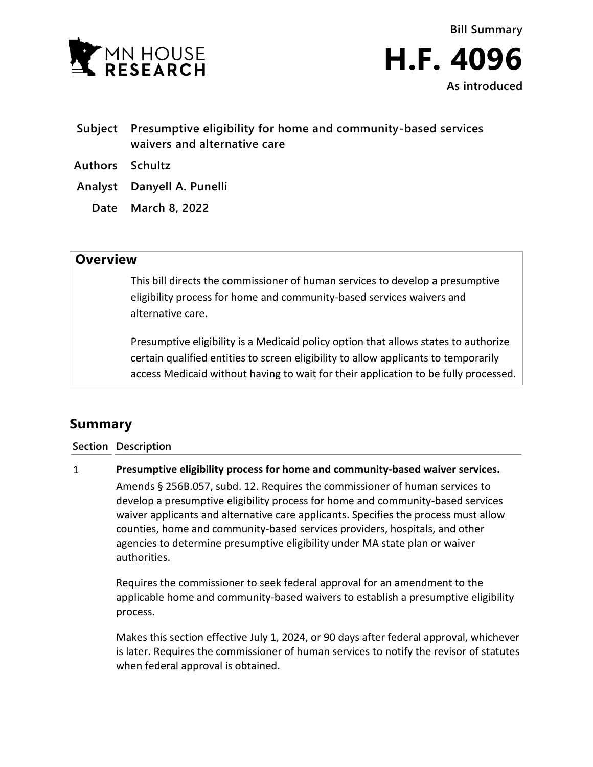Bill Summary

# H.F. 4096

As introduced

| | |
|---|---|
| **Subject** | **Presumptive eligibility for home and community-based services waivers and alternative care** |
| **Authors** | **Schultz** |
| **Analyst** | **Danyell A. Punelli** |
| **Date** | **March 8, 2022** |

## Overview

This bill directs the commissioner of human services to develop a presumptive eligibility process for home and community-based services waivers and alternative care.

Presumptive eligibility is a Medicaid policy option that allows states to authorize certain qualified entities to screen eligibility to allow applicants to temporarily access Medicaid without having to wait for their application to be fully processed.

## Summary

| Section | Description |
|---|---|
| 1 | **Presumptive eligibility process for home and community-based waiver services.** Amends § 256B.057, subd. 12. Requires the commissioner of human services to develop a presumptive eligibility process for home and community-based services waiver applicants and alternative care applicants. Specifies the process must allow counties, home and community-based services providers, hospitals, and other agencies to determine presumptive eligibility under MA state plan or waiver authorities.<br><br>Requires the commissioner to seek federal approval for an amendment to the applicable home and community-based waivers to establish a presumptive eligibility process.<br><br>Makes this section effective July 1, 2024, or 90 days after federal approval, whichever is later. Requires the commissioner of human services to notify the revisor of statutes when federal approval is obtained. |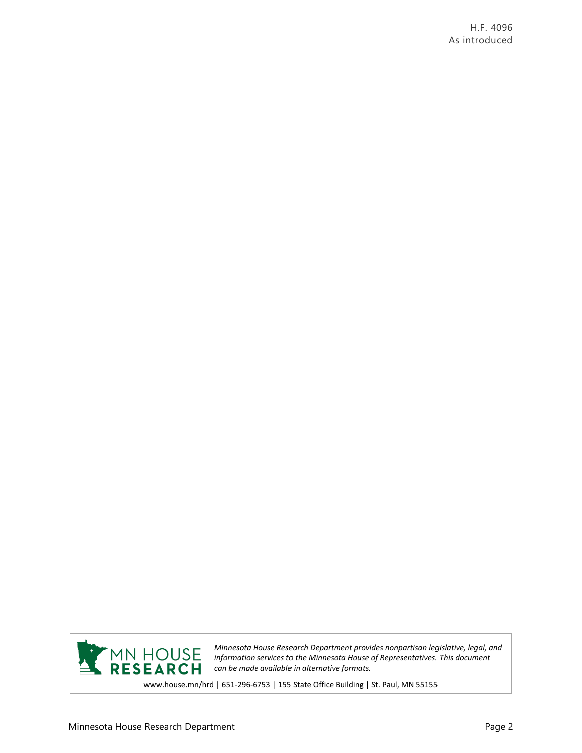MN HOUSE RESEARCH

*Minnesota House Research Department provides nonpartisan legislative, legal, and information services to the Minnesota House of Representatives. This document can be made available in alternative formats.*

www.house.mn/hrd | 651-296-6753 | 155 State Office Building | St. Paul, MN 55155